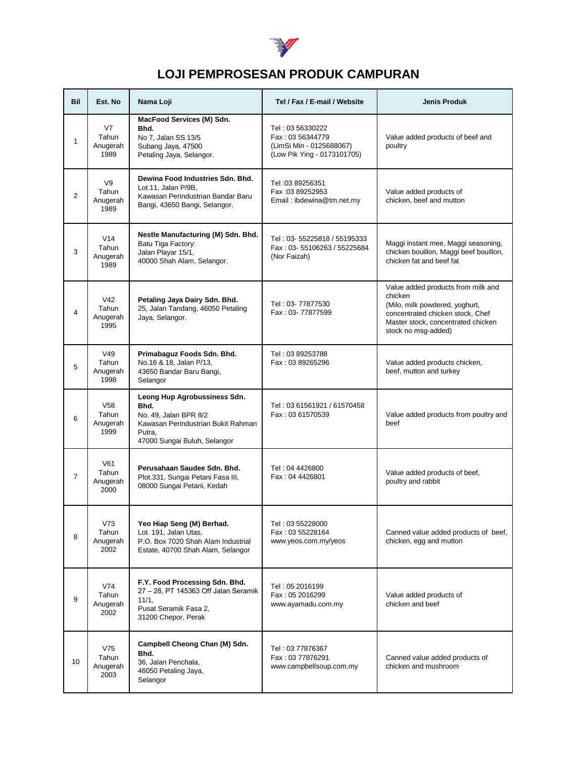# LOJI PEMPROSESAN PRODUK CAMPURAN

| Bil | Est. No | Nama Loji | Tel / Fax / E-mail / Website | Jenis Produk |
|---|---|---|---|---|
| 1 | V7 Tahun Anugerah 1989 | **MacFood Services (M) Sdn. Bhd.** No 7, Jalan SS 13/5 Subang Jaya, 47500 Petaling Jaya, Selangor. | Tel : 03 56330222 Fax : 03 56344779 (LimSi Min - 0125688067) (Low Pik Ying - 0173101705) | Value added products of beef and poultry |
| 2 | V9 Tahun Anugerah 1989 | **Dewina Food Industries Sdn. Bhd.** Lot.11, Jalan P/9B, Kawasan Perindustrian Bandar Baru Bangi, 43650 Bangi, Selangor. | Tel :03 89256351 Fax :03 89252953 Email : ibdewina@tm.net.my | Value added products of chicken, beef and mutton |
| 3 | V14 Tahun Anugerah 1989 | **Nestle Manufacturing (M) Sdn. Bhd.** Batu Tiga Factory: Jalan Playar 15/1, 40000 Shah Alam, Selangor. | Tel : 03- 55225818 / 55195333 Fax : 03- 55106263 / 55225684 (Nor Faizah) | Maggi instant mee, Maggi seasoning, chicken bouillon, Maggi beef bouillon, chicken fat and beef fat |
| 4 | V42 Tahun Anugerah 1995 | **Petaling Jaya Dairy Sdn. Bhd.** 25, Jalan Tandang, 46050 Petaling Jaya, Selangor. | Tel : 03- 77877530 Fax : 03- 77877599 | Value added products from milk and chicken (Milo, milk powdered, yoghurt, concentrated chicken stock, Chef Master stock, concentrated chicken stock no msg-added) |
| 5 | V49 Tahun Anugerah 1998 | **Primabaguz Foods Sdn. Bhd.** No.16 & 18, Jalan P/13, 43650 Bandar Baru Bangi, Selangor | Tel : 03 89253788 Fax : 03 89265296 | Value added products chicken, beef, mutton and turkey |
| 6 | V58 Tahun Anugerah 1999 | **Leong Hup Agrobussiness Sdn. Bhd.** No. 49, Jalan BPR 8/2 Kawasan Perindustrian Bukit Rahman Putra, 47000 Sungai Buluh, Selangor | Tel : 03 61561921 / 61570458 Fax : 03 61570539 | Value added products from poultry and beef |
| 7 | V61 Tahun Anugerah 2000 | **Perusahaan Saudee Sdn. Bhd.** Plot.331, Sungai Petani Fasa III, 08000 Sungai Petani, Kedah | Tel : 04 4426800 Fax : 04 4426801 | Value added products of beef, poultry and rabbit |
| 8 | V73 Tahun Anugerah 2002 | **Yeo Hiap Seng (M) Berhad.** Lot. 191, Jalan Utas, P.O. Box 7020 Shah Alam Industrial Estate, 40700 Shah Alam, Selangor | Tel : 03 55228000 Fax : 03 55228164 www.yeos.com.my/yeos | Canned value added products of beef, chicken, egg and mutton |
| 9 | V74 Tahun Anugerah 2002 | **F.Y. Food Processing Sdn. Bhd.** 27 – 28, PT 145363 Off Jalan Seramik 11/1, Pusat Seramik Fasa 2, 31200 Chepor, Perak | Tel : 05 2016199 Fax : 05 2016299 www.ayamadu.com.my | Value added products of chicken and beef |
| 10 | V75 Tahun Anugerah 2003 | **Campbell Cheong Chan (M) Sdn. Bhd.** 36, Jalan Penchala, 46050 Petaling Jaya, Selangor | Tel : 03 77876367 Fax : 03 77876291 www.campbellsoup.com.my | Canned value added products of chicken and mushroom |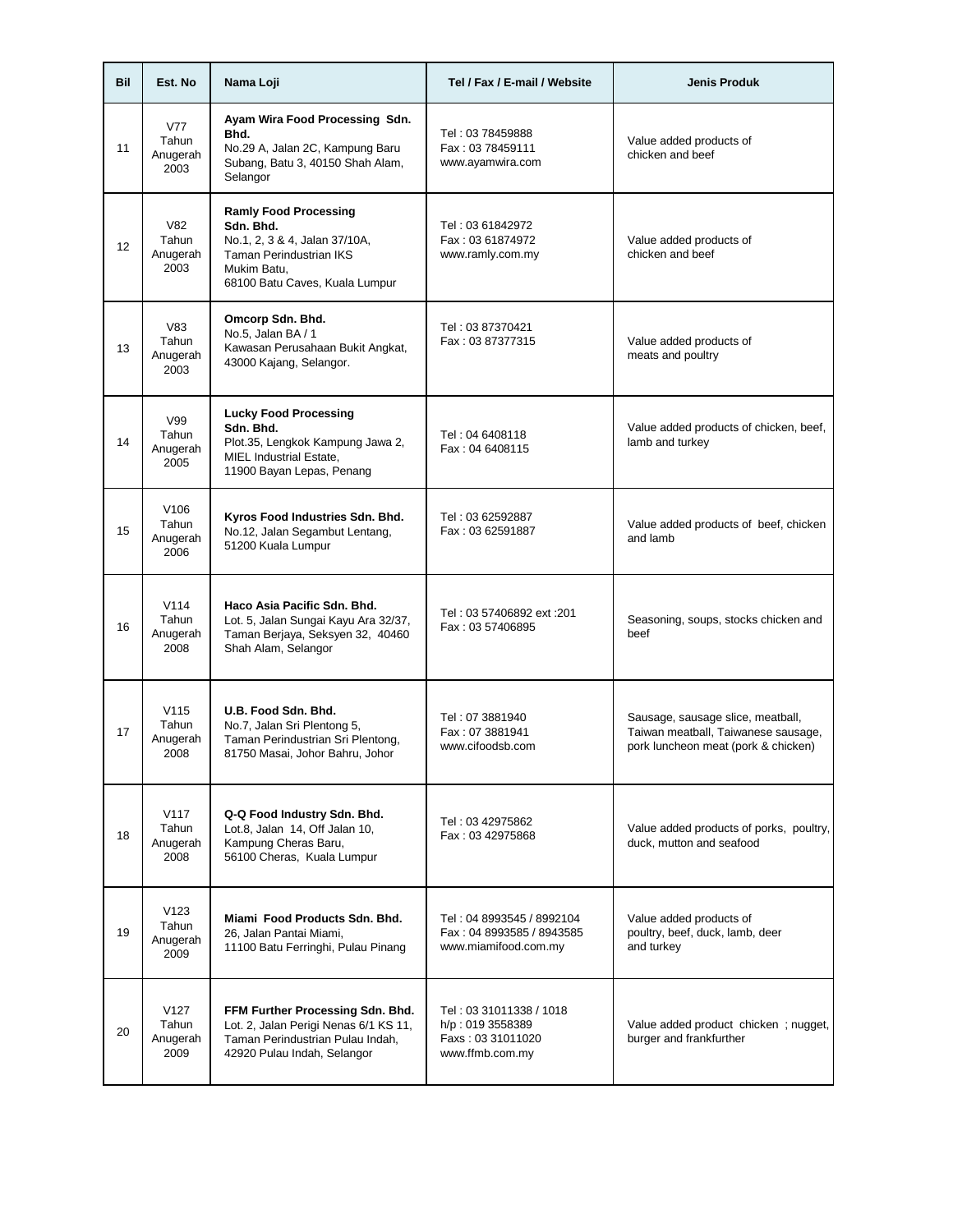| Bil | Est. No | Nama Loji | Tel / Fax / E-mail / Website | Jenis Produk |
|---|---|---|---|---|
| 11 | V77 Tahun Anugerah 2003 | **Ayam Wira Food Processing Sdn. Bhd.** No.29 A, Jalan 2C, Kampung Baru Subang, Batu 3, 40150 Shah Alam, Selangor | Tel : 03 78459888 Fax : 03 78459111 www.ayamwira.com | Value added products of chicken and beef |
| 12 | V82 Tahun Anugerah 2003 | **Ramly Food Processing Sdn. Bhd.** No.1, 2, 3 & 4, Jalan 37/10A, Taman Perindustrian IKS Mukim Batu, 68100 Batu Caves, Kuala Lumpur | Tel : 03 61842972 Fax : 03 61874972 www.ramly.com.my | Value added products of chicken and beef |
| 13 | V83 Tahun Anugerah 2003 | **Omcorp Sdn. Bhd.** No.5, Jalan BA / 1 Kawasan Perusahaan Bukit Angkat, 43000 Kajang, Selangor. | Tel : 03 87370421 Fax : 03 87377315 | Value added products of meats and poultry |
| 14 | V99 Tahun Anugerah 2005 | **Lucky Food Processing Sdn. Bhd.** Plot.35, Lengkok Kampung Jawa 2, MIEL Industrial Estate, 11900 Bayan Lepas, Penang | Tel : 04 6408118 Fax : 04 6408115 | Value added products of chicken, beef, lamb and turkey |
| 15 | V106 Tahun Anugerah 2006 | **Kyros Food Industries Sdn. Bhd.** No.12, Jalan Segambut Lentang, 51200 Kuala Lumpur | Tel : 03 62592887 Fax : 03 62591887 | Value added products of beef, chicken and lamb |
| 16 | V114 Tahun Anugerah 2008 | **Haco Asia Pacific Sdn. Bhd.** Lot. 5, Jalan Sungai Kayu Ara 32/37, Taman Berjaya, Seksyen 32, 40460 Shah Alam, Selangor | Tel : 03 57406892 ext :201 Fax : 03 57406895 | Seasoning, soups, stocks chicken and beef |
| 17 | V115 Tahun Anugerah 2008 | **U.B. Food Sdn. Bhd.** No.7, Jalan Sri Plentong 5, Taman Perindustrian Sri Plentong, 81750 Masai, Johor Bahru, Johor | Tel : 07 3881940 Fax : 07 3881941 www.cifoodsb.com | Sausage, sausage slice, meatball, Taiwan meatball, Taiwanese sausage, pork luncheon meat (pork & chicken) |
| 18 | V117 Tahun Anugerah 2008 | **Q-Q Food Industry Sdn. Bhd.** Lot.8, Jalan 14, Off Jalan 10, Kampung Cheras Baru, 56100 Cheras, Kuala Lumpur | Tel : 03 42975862 Fax : 03 42975868 | Value added products of porks, poultry, duck, mutton and seafood |
| 19 | V123 Tahun Anugerah 2009 | **Miami Food Products Sdn. Bhd.** 26, Jalan Pantai Miami, 11100 Batu Ferringhi, Pulau Pinang | Tel : 04 8993545 / 8992104 Fax : 04 8993585 / 8943585 www.miamifood.com.my | Value added products of poultry, beef, duck, lamb, deer and turkey |
| 20 | V127 Tahun Anugerah 2009 | **FFM Further Processing Sdn. Bhd.** Lot. 2, Jalan Perigi Nenas 6/1 KS 11, Taman Perindustrian Pulau Indah, 42920 Pulau Indah, Selangor | Tel : 03 31011338 / 1018 h/p : 019 3558389 Faxs : 03 31011020 www.ffmb.com.my | Value added product chicken ; nugget, burger and frankfurther |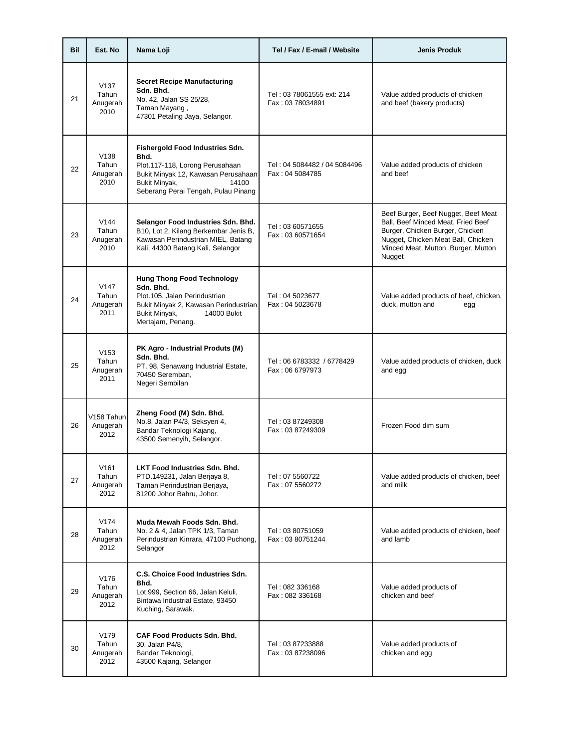| Bil | Est. No | Nama Loji | Tel / Fax / E-mail / Website | Jenis Produk |
|---|---|---|---|---|
| 21 | V137 Tahun Anugerah 2010 | **Secret Recipe Manufacturing Sdn. Bhd.** No. 42, Jalan SS 25/28, Taman Mayang , 47301 Petaling Jaya, Selangor. | Tel : 03 78061555 ext: 214 Fax : 03 78034891 | Value added products of chicken and beef (bakery products) |
| 22 | V138 Tahun Anugerah 2010 | **Fishergold Food Industries Sdn. Bhd.** Plot.117-118, Lorong Perusahaan Bukit Minyak 12, Kawasan Perusahaan Bukit Minyak, 14100 Seberang Perai Tengah, Pulau Pinang | Tel : 04 5084482 / 04 5084496 Fax : 04 5084785 | Value added products of chicken and beef |
| 23 | V144 Tahun Anugerah 2010 | **Selangor Food Industries Sdn. Bhd.** B10, Lot 2, Kilang Berkembar Jenis B, Kawasan Perindustrian MIEL, Batang Kali, 44300 Batang Kali, Selangor | Tel : 03 60571655 Fax : 03 60571654 | Beef Burger, Beef Nugget, Beef Meat Ball, Beef Minced Meat, Fried Beef Burger, Chicken Burger, Chicken Nugget, Chicken Meat Ball, Chicken Minced Meat, Mutton Burger, Mutton Nugget |
| 24 | V147 Tahun Anugerah 2011 | **Hung Thong Food Technology Sdn. Bhd.** Plot.105, Jalan Perindustrian Bukit Minyak 2, Kawasan Perindustrian Bukit Minyak, 14000 Bukit Mertajam, Penang. | Tel : 04 5023677 Fax : 04 5023678 | Value added products of beef, chicken, duck, mutton and egg |
| 25 | V153 Tahun Anugerah 2011 | **PK Agro - Industrial Produts (M) Sdn. Bhd.** PT. 98, Senawang Industrial Estate, 70450 Seremban, Negeri Sembilan | Tel : 06 6783332 / 6778429 Fax : 06 6797973 | Value added products of chicken, duck and egg |
| 26 | V158 Tahun Anugerah 2012 | **Zheng Food (M) Sdn. Bhd.** No.8, Jalan P4/3, Seksyen 4, Bandar Teknologi Kajang, 43500 Semenyih, Selangor. | Tel : 03 87249308 Fax : 03 87249309 | Frozen Food dim sum |
| 27 | V161 Tahun Anugerah 2012 | **LKT Food Industries Sdn. Bhd.** PTD.149231, Jalan Berjaya 8, Taman Perindustrian Berjaya, 81200 Johor Bahru, Johor. | Tel : 07 5560722 Fax : 07 5560272 | Value added products of chicken, beef and milk |
| 28 | V174 Tahun Anugerah 2012 | **Muda Mewah Foods Sdn. Bhd.** No. 2 & 4, Jalan TPK 1/3, Taman Perindustrian Kinrara, 47100 Puchong, Selangor | Tel : 03 80751059 Fax : 03 80751244 | Value added products of chicken, beef and lamb |
| 29 | V176 Tahun Anugerah 2012 | **C.S. Choice Food Industries Sdn. Bhd.** Lot.999, Section 66, Jalan Keluli, Bintawa Industrial Estate, 93450 Kuching, Sarawak. | Tel : 082 336168 Fax : 082 336168 | Value added products of chicken and beef |
| 30 | V179 Tahun Anugerah 2012 | **CAF Food Products Sdn. Bhd.** 30, Jalan P4/8, Bandar Teknologi, 43500 Kajang, Selangor | Tel : 03 87233888 Fax : 03 87238096 | Value added products of chicken and egg |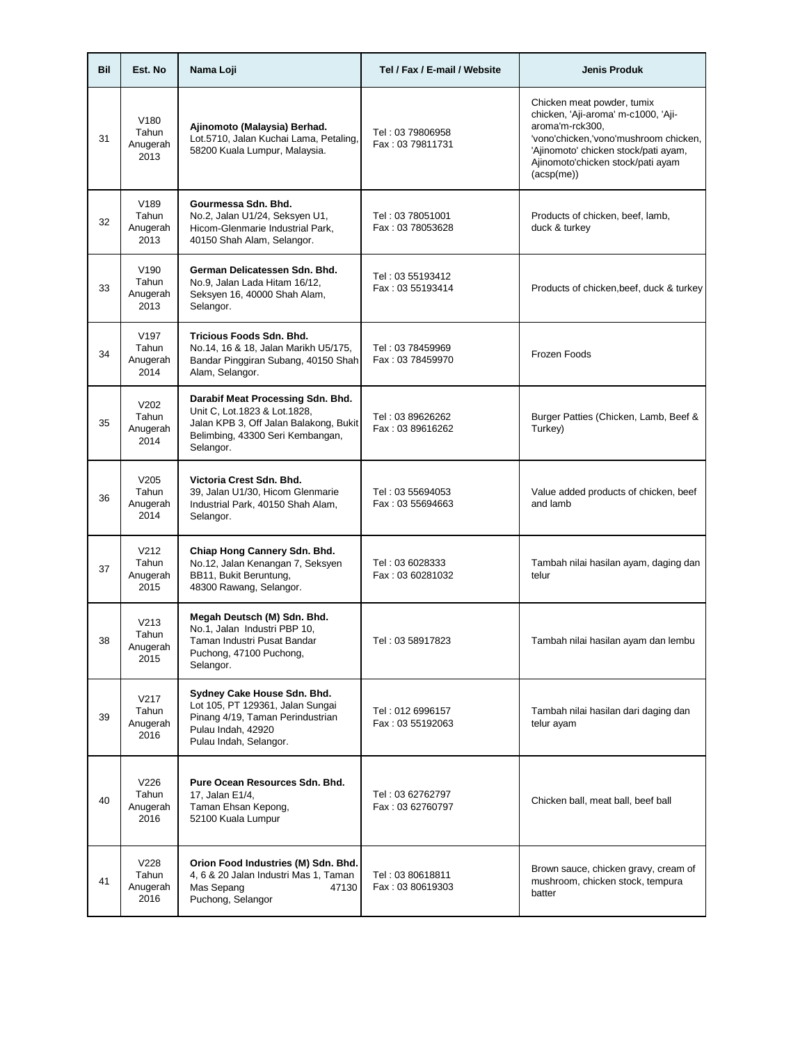| Bil | Est. No | Nama Loji | Tel / Fax / E-mail / Website | Jenis Produk |
|---|---|---|---|---|
| 31 | V180 Tahun Anugerah 2013 | **Ajinomoto (Malaysia) Berhad.** Lot.5710, Jalan Kuchai Lama, Petaling, 58200 Kuala Lumpur, Malaysia. | Tel : 03 79806958 Fax : 03 79811731 | Chicken meat powder, tumix chicken, 'Aji-aroma' m-c1000, 'Aji-aroma'm-rck300, 'vono'chicken,'vono'mushroom chicken, 'Ajinomoto' chicken stock/pati ayam, Ajinomoto'chicken stock/pati ayam (acsp(me)) |
| 32 | V189 Tahun Anugerah 2013 | **Gourmessa Sdn. Bhd.** No.2, Jalan U1/24, Seksyen U1, Hicom-Glenmarie Industrial Park, 40150 Shah Alam, Selangor. | Tel : 03 78051001 Fax : 03 78053628 | Products of chicken, beef, lamb, duck & turkey |
| 33 | V190 Tahun Anugerah 2013 | **German Delicatessen Sdn. Bhd.** No.9, Jalan Lada Hitam 16/12, Seksyen 16, 40000 Shah Alam, Selangor. | Tel : 03 55193412 Fax : 03 55193414 | Products of chicken,beef, duck & turkey |
| 34 | V197 Tahun Anugerah 2014 | **Tricious Foods Sdn. Bhd.** No.14, 16 & 18, Jalan Marikh U5/175, Bandar Pinggiran Subang, 40150 Shah Alam, Selangor. | Tel : 03 78459969 Fax : 03 78459970 | Frozen Foods |
| 35 | V202 Tahun Anugerah 2014 | **Darabif Meat Processing Sdn. Bhd.** Unit C, Lot.1823 & Lot.1828, Jalan KPB 3, Off Jalan Balakong, Bukit Belimbing, 43300 Seri Kembangan, Selangor. | Tel : 03 89626262 Fax : 03 89616262 | Burger Patties (Chicken, Lamb, Beef & Turkey) |
| 36 | V205 Tahun Anugerah 2014 | **Victoria Crest Sdn. Bhd.** 39, Jalan U1/30, Hicom Glenmarie Industrial Park, 40150 Shah Alam, Selangor. | Tel : 03 55694053 Fax : 03 55694663 | Value added products of chicken, beef and lamb |
| 37 | V212 Tahun Anugerah 2015 | **Chiap Hong Cannery Sdn. Bhd.** No.12, Jalan Kenangan 7, Seksyen BB11, Bukit Beruntung, 48300 Rawang, Selangor. | Tel : 03 6028333 Fax : 03 60281032 | Tambah nilai hasilan ayam, daging dan telur |
| 38 | V213 Tahun Anugerah 2015 | **Megah Deutsch (M) Sdn. Bhd.** No.1, Jalan Industri PBP 10, Taman Industri Pusat Bandar Puchong, 47100 Puchong, Selangor. | Tel : 03 58917823 | Tambah nilai hasilan ayam dan lembu |
| 39 | V217 Tahun Anugerah 2016 | **Sydney Cake House Sdn. Bhd.** Lot 105, PT 129361, Jalan Sungai Pinang 4/19, Taman Perindustrian Pulau Indah, 42920 Pulau Indah, Selangor. | Tel : 012 6996157 Fax : 03 55192063 | Tambah nilai hasilan dari daging dan telur ayam |
| 40 | V226 Tahun Anugerah 2016 | **Pure Ocean Resources Sdn. Bhd.** 17, Jalan E1/4, Taman Ehsan Kepong, 52100 Kuala Lumpur | Tel : 03 62762797 Fax : 03 62760797 | Chicken ball, meat ball, beef ball |
| 41 | V228 Tahun Anugerah 2016 | **Orion Food Industries (M) Sdn. Bhd.** 4, 6 & 20 Jalan Industri Mas 1, Taman Mas Sepang 47130 Puchong, Selangor | Tel : 03 80618811 Fax : 03 80619303 | Brown sauce, chicken gravy, cream of mushroom, chicken stock, tempura batter |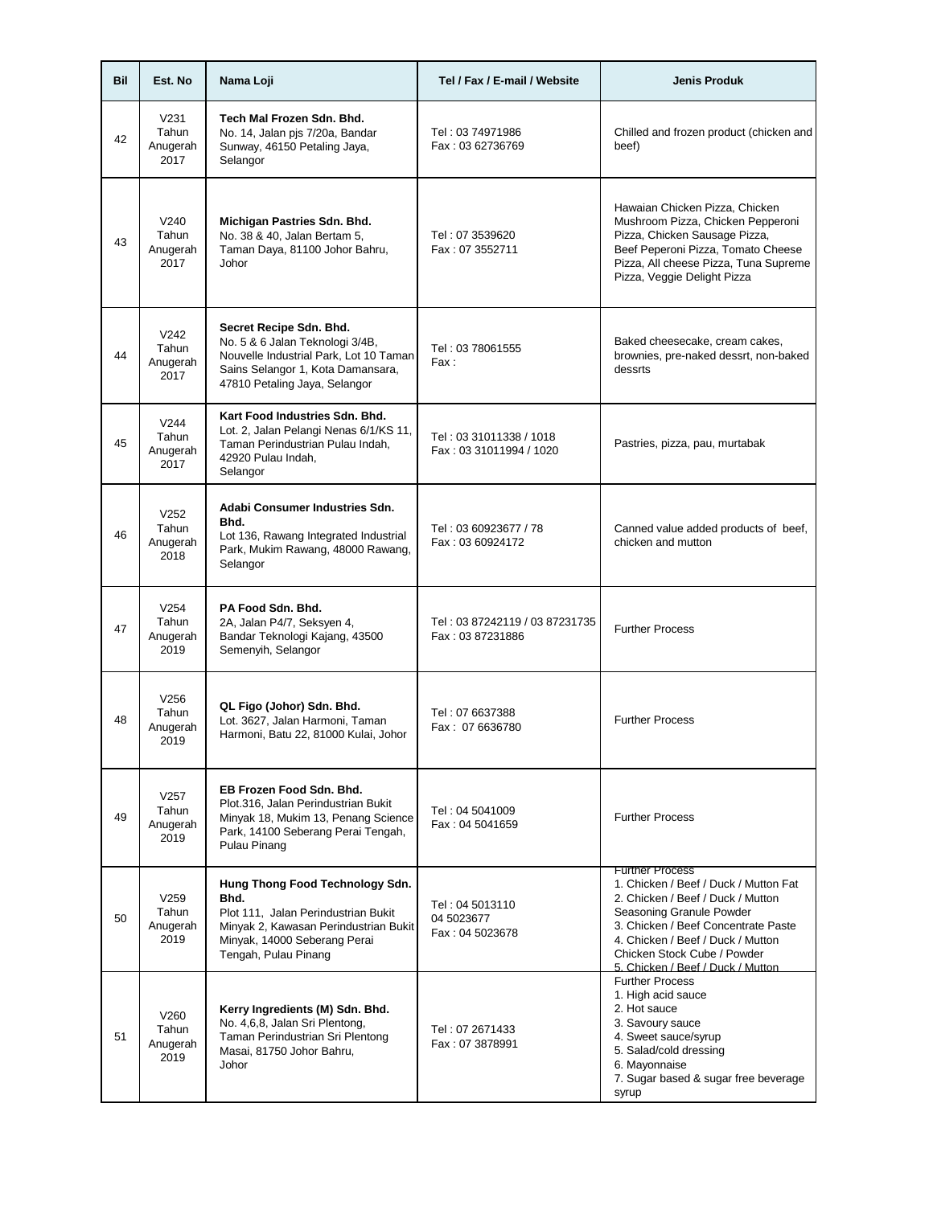| Bil | Est. No | Nama Loji | Tel / Fax / E-mail / Website | Jenis Produk |
|---|---|---|---|---|
| 42 | V231 Tahun Anugerah 2017 | **Tech Mal Frozen Sdn. Bhd.** No. 14, Jalan pjs 7/20a, Bandar Sunway, 46150 Petaling Jaya, Selangor | Tel : 03 74971986 Fax : 03 62736769 | Chilled and frozen product (chicken and beef) |
| 43 | V240 Tahun Anugerah 2017 | **Michigan Pastries Sdn. Bhd.** No. 38 & 40, Jalan Bertam 5, Taman Daya, 81100 Johor Bahru, Johor | Tel : 07 3539620 Fax : 07 3552711 | Hawaian Chicken Pizza, Chicken Mushroom Pizza, Chicken Pepperoni Pizza, Chicken Sausage Pizza, Beef Peperoni Pizza, Tomato Cheese Pizza, All cheese Pizza, Tuna Supreme Pizza, Veggie Delight Pizza |
| 44 | V242 Tahun Anugerah 2017 | **Secret Recipe Sdn. Bhd.** No. 5 & 6 Jalan Teknologi 3/4B, Nouvelle Industrial Park, Lot 10 Taman Sains Selangor 1, Kota Damansara, 47810 Petaling Jaya, Selangor | Tel : 03 78061555 Fax : | Baked cheesecake, cream cakes, brownies, pre-naked dessrt, non-baked dessrts |
| 45 | V244 Tahun Anugerah 2017 | **Kart Food Industries Sdn. Bhd.** Lot. 2, Jalan Pelangi Nenas 6/1/KS 11, Taman Perindustrian Pulau Indah, 42920 Pulau Indah, Selangor | Tel : 03 31011338 / 1018 Fax : 03 31011994 / 1020 | Pastries, pizza, pau, murtabak |
| 46 | V252 Tahun Anugerah 2018 | **Adabi Consumer Industries Sdn. Bhd.** Lot 136, Rawang Integrated Industrial Park, Mukim Rawang, 48000 Rawang, Selangor | Tel : 03 60923677 / 78 Fax : 03 60924172 | Canned value added products of beef, chicken and mutton |
| 47 | V254 Tahun Anugerah 2019 | **PA Food Sdn. Bhd.** 2A, Jalan P4/7, Seksyen 4, Bandar Teknologi Kajang, 43500 Semenyih, Selangor | Tel : 03 87242119 / 03 87231735 Fax : 03 87231886 | Further Process |
| 48 | V256 Tahun Anugerah 2019 | **QL Figo (Johor) Sdn. Bhd.** Lot. 3627, Jalan Harmoni, Taman Harmoni, Batu 22, 81000 Kulai, Johor | Tel : 07 6637388 Fax : 07 6636780 | Further Process |
| 49 | V257 Tahun Anugerah 2019 | **EB Frozen Food Sdn. Bhd.** Plot.316, Jalan Perindustrian Bukit Minyak 18, Mukim 13, Penang Science Park, 14100 Seberang Perai Tengah, Pulau Pinang | Tel : 04 5041009 Fax : 04 5041659 | Further Process |
| 50 | V259 Tahun Anugerah 2019 | **Hung Thong Food Technology Sdn. Bhd.** Plot 111, Jalan Perindustrian Bukit Minyak 2, Kawasan Perindustrian Bukit Minyak, 14000 Seberang Perai Tengah, Pulau Pinang | Tel : 04 5013110 04 5023677 Fax : 04 5023678 | Further Process 1. Chicken / Beef / Duck / Mutton Fat 2. Chicken / Beef / Duck / Mutton Seasoning Granule Powder 3. Chicken / Beef Concentrate Paste 4. Chicken / Beef / Duck / Mutton Chicken Stock Cube / Powder 5. Chicken / Beef / Duck / Mutton |
| 51 | V260 Tahun Anugerah 2019 | **Kerry Ingredients (M) Sdn. Bhd.** No. 4,6,8, Jalan Sri Plentong, Taman Perindustrian Sri Plentong Masai, 81750 Johor Bahru, Johor | Tel : 07 2671433 Fax : 07 3878991 | Further Process 1. High acid sauce 2. Hot sauce 3. Savoury sauce 4. Sweet sauce/syrup 5. Salad/cold dressing 6. Mayonnaise 7. Sugar based & sugar free beverage syrup |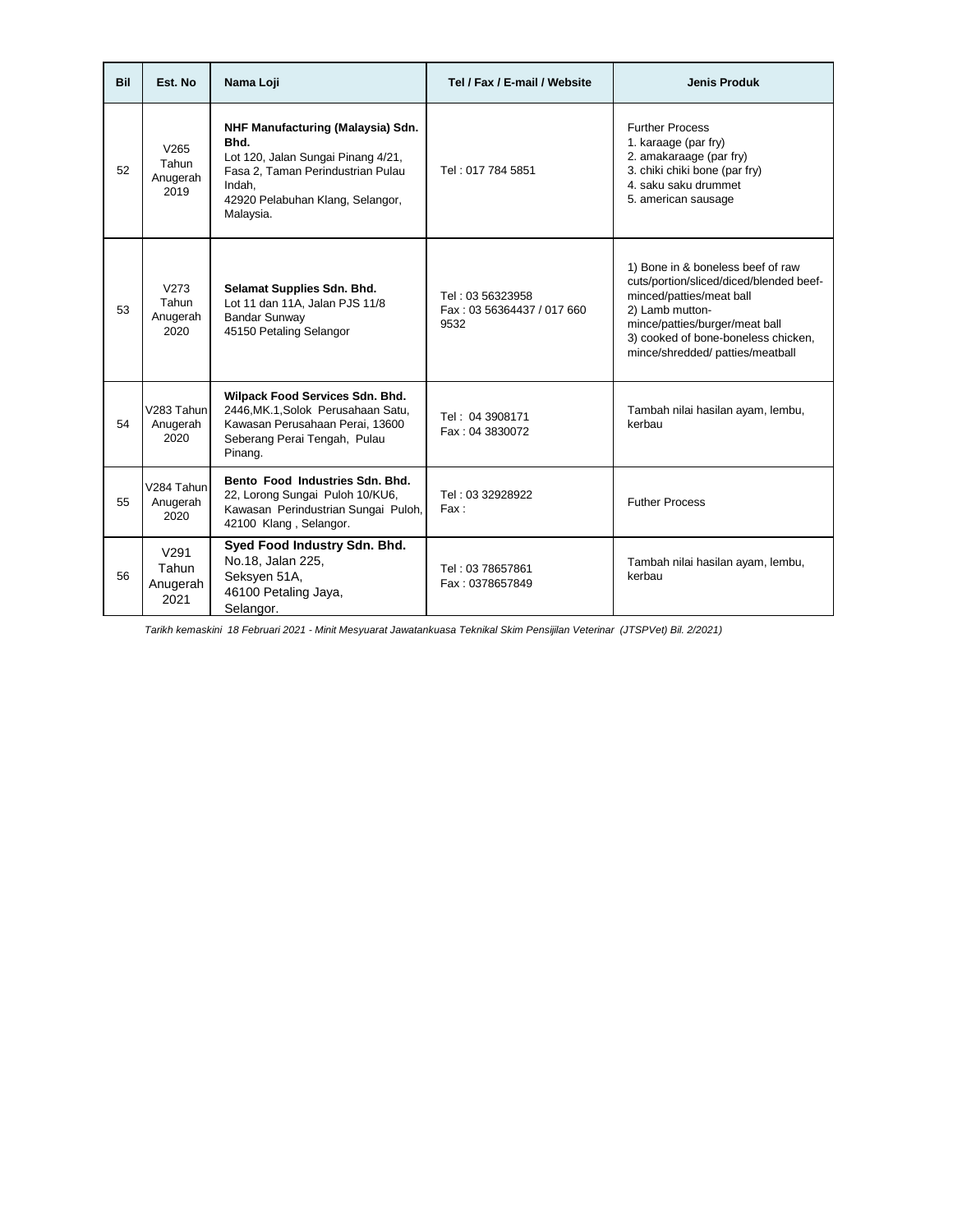| Bil | Est. No | Nama Loji | Tel / Fax / E-mail / Website | Jenis Produk |
|---|---|---|---|---|
| 52 | V265 Tahun Anugerah 2019 | **NHF Manufacturing (Malaysia) Sdn. Bhd.**<br>Lot 120, Jalan Sungai Pinang 4/21, Fasa 2, Taman Perindustrian Pulau Indah,<br>42920 Pelabuhan Klang, Selangor, Malaysia. | Tel : 017 784 5851 | Further Process<br>1. karaage (par fry)<br>2. amakaraage (par fry)<br>3. chiki chiki bone (par fry)<br>4. saku saku drummet<br>5. american sausage |
| 53 | V273 Tahun Anugerah 2020 | **Selamat Supplies Sdn. Bhd.**<br>Lot 11 dan 11A, Jalan PJS 11/8<br>Bandar Sunway<br>45150 Petaling Selangor | Tel : 03 56323958<br>Fax : 03 56364437 / 017 660 9532 | 1) Bone in & boneless beef of raw cuts/portion/sliced/diced/blended beef-minced/patties/meat ball<br>2) Lamb mutton-mince/patties/burger/meat ball<br>3) cooked of bone-boneless chicken, mince/shredded/ patties/meatball |
| 54 | V283 Tahun Anugerah 2020 | **Wilpack Food Services Sdn. Bhd.**<br>2446,MK.1,Solok Perusahaan Satu, Kawasan Perusahaan Perai, 13600 Seberang Perai Tengah, Pulau Pinang. | Tel : 04 3908171<br>Fax : 04 3830072 | Tambah nilai hasilan ayam, lembu, kerbau |
| 55 | V284 Tahun Anugerah 2020 | **Bento Food Industries Sdn. Bhd.**<br>22, Lorong Sungai Puloh 10/KU6, Kawasan Perindustrian Sungai Puloh, 42100 Klang , Selangor. | Tel : 03 32928922<br>Fax : | Futher Process |
| 56 | V291 Tahun Anugerah 2021 | **Syed Food Industry Sdn. Bhd.**<br>No.18, Jalan 225,<br>Seksyen 51A,<br>46100 Petaling Jaya,<br>Selangor. | Tel : 03 78657861<br>Fax : 0378657849 | Tambah nilai hasilan ayam, lembu, kerbau |

*Tarikh kemaskini 18 Februari 2021 - Minit Mesyuarat Jawatankuasa Teknikal Skim Pensijilan Veterinar (JTSPVet) Bil. 2/2021)*